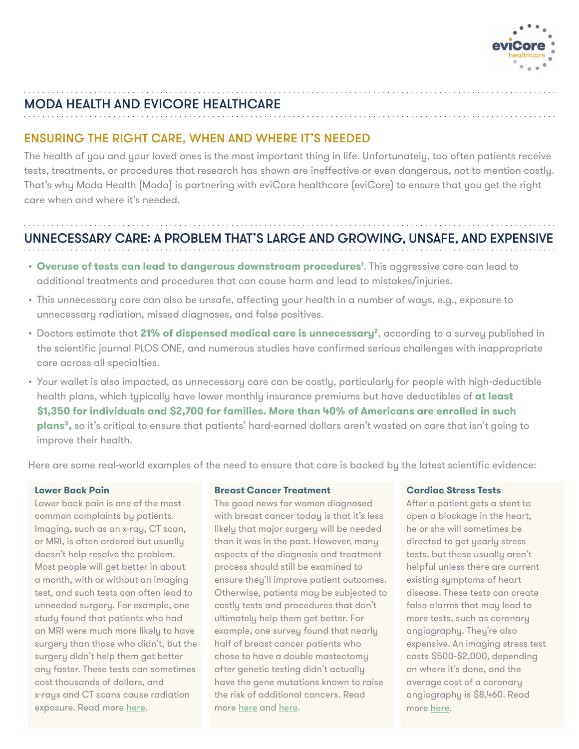## MODA HEALTH AND EVICORE HEALTHCARE

### ENSURING THE RIGHT CARE, WHEN AND WHERE IT'S NEEDED

The health of you and your loved ones is the most important thing in life. Unfortunately, too often patients receive tests, treatments, or procedures that research has shown are ineffective or even dangerous, not to mention costly. That's why Moda Health (Moda) is partnering with eviCore healthcare (eviCore) to ensure that you get the right care when and where it's needed.

## UNNECESSARY CARE: A PROBLEM THAT'S LARGE AND GROWING, UNSAFE, AND EXPENSIVE

- **Overuse of tests can lead to dangerous downstream procedures[1]**. This aggressive care can lead to additional treatments and procedures that can cause harm and lead to mistakes/injuries.
- This unnecessary care can also be unsafe, affecting your health in a number of ways, e.g., exposure to unnecessary radiation, missed diagnoses, and false positives.
- Doctors estimate that **21% of dispensed medical care is unnecessary[2]**, according to a survey published in the scientific journal PLOS ONE, and numerous studies have confirmed serious challenges with inappropriate care across all specialties.
- Your wallet is also impacted, as unnecessary care can be costly, particularly for people with high-deductible health plans, which typically have lower monthly insurance premiums but have deductibles of **at least $1,350 for individuals and $2,700 for families. More than 40% of Americans are enrolled in such plans[3],** so it's critical to ensure that patients' hard-earned dollars aren't wasted on care that isn't going to improve their health.

Here are some real-world examples of the need to ensure that care is backed by the latest scientific evidence:

**Lower Back Pain**

Lower back pain is one of the most common complaints by patients. Imaging, such as an x-ray, CT scan, or MRI, is often ordered but usually doesn't help resolve the problem. Most people will get better in about a month, with or without an imaging test, and such tests can often lead to unneeded surgery. For example, one study found that patients who had an MRI were much more likely to have surgery than those who didn't, but the surgery didn't help them get better any faster. These tests can sometimes cost thousands of dollars, and x-rays and CT scans cause radiation exposure. Read more here.

**Breast Cancer Treatment**

The good news for women diagnosed with breast cancer today is that it's less likely that major surgery will be needed than it was in the past. However, many aspects of the diagnosis and treatment process should still be examined to ensure they'll improve patient outcomes. Otherwise, patients may be subjected to costly tests and procedures that don't ultimately help them get better. For example, one survey found that nearly half of breast cancer patients who chose to have a double mastectomy after genetic testing didn't actually have the gene mutations known to raise the risk of additional cancers. Read more here and here.

**Cardiac Stress Tests**

After a patient gets a stent to open a blockage in the heart, he or she will sometimes be directed to get yearly stress tests, but these usually aren't helpful unless there are current existing symptoms of heart disease. These tests can create false alarms that may lead to more tests, such as coronary angiography. They're also expensive. An imaging stress test costs $500-$2,000, depending on where it's done, and the average cost of a coronary angiography is $8,460. Read more here.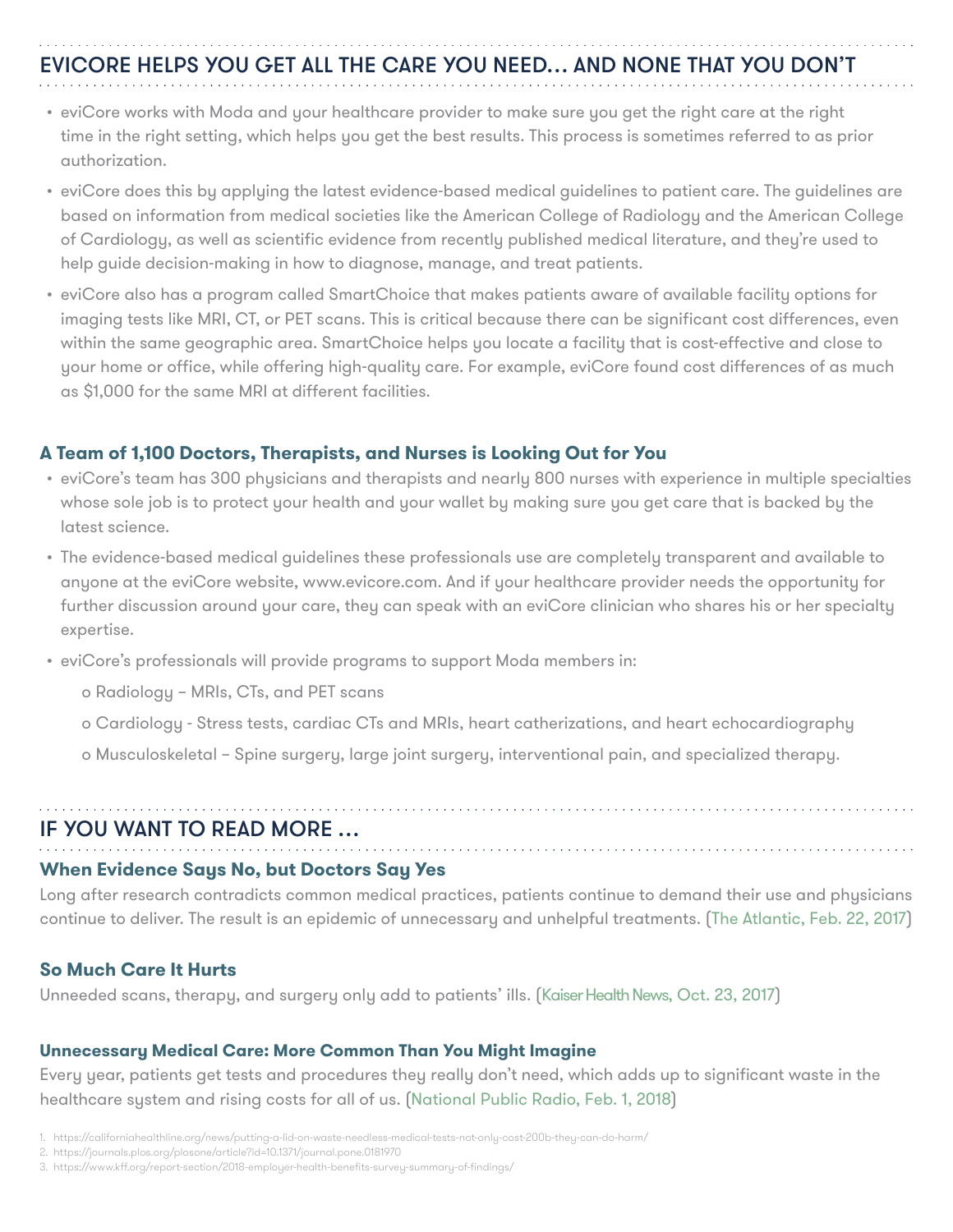## EVICORE HELPS YOU GET ALL THE CARE YOU NEED… AND NONE THAT YOU DON'T

- eviCore works with Moda and your healthcare provider to make sure you get the right care at the right time in the right setting, which helps you get the best results. This process is sometimes referred to as prior authorization.
- eviCore does this by applying the latest evidence-based medical guidelines to patient care. The guidelines are based on information from medical societies like the American College of Radiology and the American College of Cardiology, as well as scientific evidence from recently published medical literature, and they're used to help guide decision-making in how to diagnose, manage, and treat patients.
- eviCore also has a program called SmartChoice that makes patients aware of available facility options for imaging tests like MRI, CT, or PET scans. This is critical because there can be significant cost differences, even within the same geographic area. SmartChoice helps you locate a facility that is cost-effective and close to your home or office, while offering high-quality care. For example, eviCore found cost differences of as much as $1,000 for the same MRI at different facilities.

### A Team of 1,100 Doctors, Therapists, and Nurses is Looking Out for You

- eviCore's team has 300 physicians and therapists and nearly 800 nurses with experience in multiple specialties whose sole job is to protect your health and your wallet by making sure you get care that is backed by the latest science.
- The evidence-based medical guidelines these professionals use are completely transparent and available to anyone at the eviCore website, www.evicore.com. And if your healthcare provider needs the opportunity for further discussion around your care, they can speak with an eviCore clinician who shares his or her specialty expertise.
- eviCore's professionals will provide programs to support Moda members in:
  - Radiology – MRIs, CTs, and PET scans
  - Cardiology - Stress tests, cardiac CTs and MRIs, heart catherizations, and heart echocardiography
  - Musculoskeletal – Spine surgery, large joint surgery, interventional pain, and specialized therapy.

## IF YOU WANT TO READ MORE …

### When Evidence Says No, but Doctors Say Yes

Long after research contradicts common medical practices, patients continue to demand their use and physicians continue to deliver. The result is an epidemic of unnecessary and unhelpful treatments. (The Atlantic, Feb. 22, 2017)

### So Much Care It Hurts

Unneeded scans, therapy, and surgery only add to patients' ills. (Kaiser Health News, Oct. 23, 2017)

### Unnecessary Medical Care: More Common Than You Might Imagine

Every year, patients get tests and procedures they really don't need, which adds up to significant waste in the healthcare system and rising costs for all of us. (National Public Radio, Feb. 1, 2018)

1. https://californiahealthline.org/news/putting-a-lid-on-waste-needless-medical-tests-not-only-cost-200b-they-can-do-harm/
2. https://journals.plos.org/plosone/article?id=10.1371/journal.pone.0181970
3. https://www.kff.org/report-section/2018-employer-health-benefits-survey-summary-of-findings/